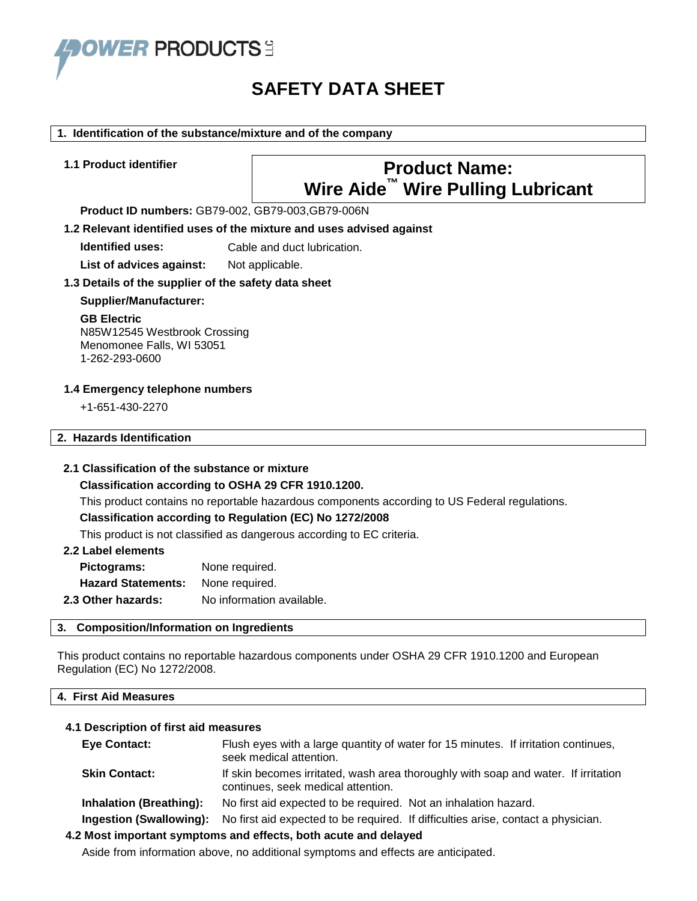POWER PRODUCTS LLC

# SAFETY DATA SHEET

## 1. Identification of the substance/mixture and of the company

### 1.1 Product identifier

**Product Name: Wire Aide™ Wire Pulling Lubricant**

**Product ID numbers:** GB79-002, GB79-003,GB79-006N

### 1.2 Relevant identified uses of the mixture and uses advised against

**Identified uses:** Cable and duct lubrication.

**List of advices against:** Not applicable.

### 1.3 Details of the supplier of the safety data sheet

**Supplier/Manufacturer:**

**GB Electric**
N85W12545 Westbrook Crossing
Menomonee Falls, WI 53051
1-262-293-0600

### 1.4 Emergency telephone numbers

+1-651-430-2270

## 2. Hazards Identification

### 2.1 Classification of the substance or mixture

**Classification according to OSHA 29 CFR 1910.1200.**

This product contains no reportable hazardous components according to US Federal regulations.

**Classification according to Regulation (EC) No 1272/2008**

This product is not classified as dangerous according to EC criteria.

### 2.2 Label elements

**Pictograms:** None required.

**Hazard Statements:** None required.

### 2.3 Other hazards:

No information available.

## 3. Composition/Information on Ingredients

This product contains no reportable hazardous components under OSHA 29 CFR 1910.1200 and European Regulation (EC) No 1272/2008.

## 4. First Aid Measures

### 4.1 Description of first aid measures

**Eye Contact:** Flush eyes with a large quantity of water for 15 minutes. If irritation continues, seek medical attention.

**Skin Contact:** If skin becomes irritated, wash area thoroughly with soap and water. If irritation continues, seek medical attention.

**Inhalation (Breathing):** No first aid expected to be required. Not an inhalation hazard.

**Ingestion (Swallowing):** No first aid expected to be required. If difficulties arise, contact a physician.

### 4.2 Most important symptoms and effects, both acute and delayed

Aside from information above, no additional symptoms and effects are anticipated.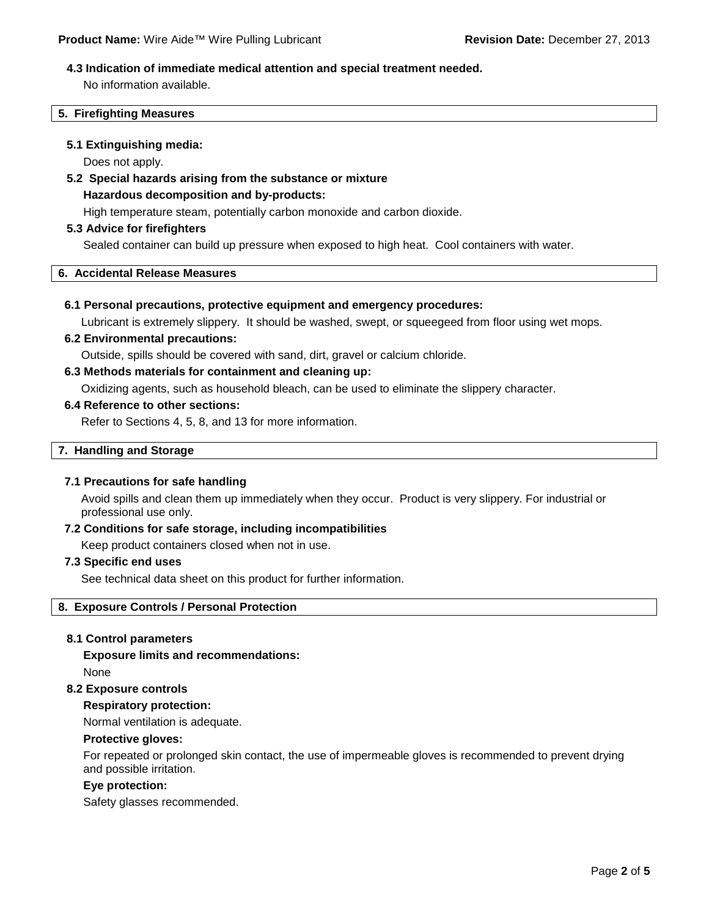**4.3 Indication of immediate medical attention and special treatment needed.**

No information available.

## 5. Firefighting Measures

**5.1 Extinguishing media:**

Does not apply.

**5.2 Special hazards arising from the substance or mixture**

**Hazardous decomposition and by-products:**

High temperature steam, potentially carbon monoxide and carbon dioxide.

**5.3 Advice for firefighters**

Sealed container can build up pressure when exposed to high heat. Cool containers with water.

## 6. Accidental Release Measures

**6.1 Personal precautions, protective equipment and emergency procedures:**

Lubricant is extremely slippery. It should be washed, swept, or squeegeed from floor using wet mops.

**6.2 Environmental precautions:**

Outside, spills should be covered with sand, dirt, gravel or calcium chloride.

**6.3 Methods materials for containment and cleaning up:**

Oxidizing agents, such as household bleach, can be used to eliminate the slippery character.

**6.4 Reference to other sections:**

Refer to Sections 4, 5, 8, and 13 for more information.

## 7. Handling and Storage

**7.1 Precautions for safe handling**

Avoid spills and clean them up immediately when they occur. Product is very slippery. For industrial or professional use only.

**7.2 Conditions for safe storage, including incompatibilities**

Keep product containers closed when not in use.

**7.3 Specific end uses**

See technical data sheet on this product for further information.

## 8. Exposure Controls / Personal Protection

**8.1 Control parameters**

**Exposure limits and recommendations:**

None

**8.2 Exposure controls**

**Respiratory protection:**

Normal ventilation is adequate.

**Protective gloves:**

For repeated or prolonged skin contact, the use of impermeable gloves is recommended to prevent drying and possible irritation.

**Eye protection:**

Safety glasses recommended.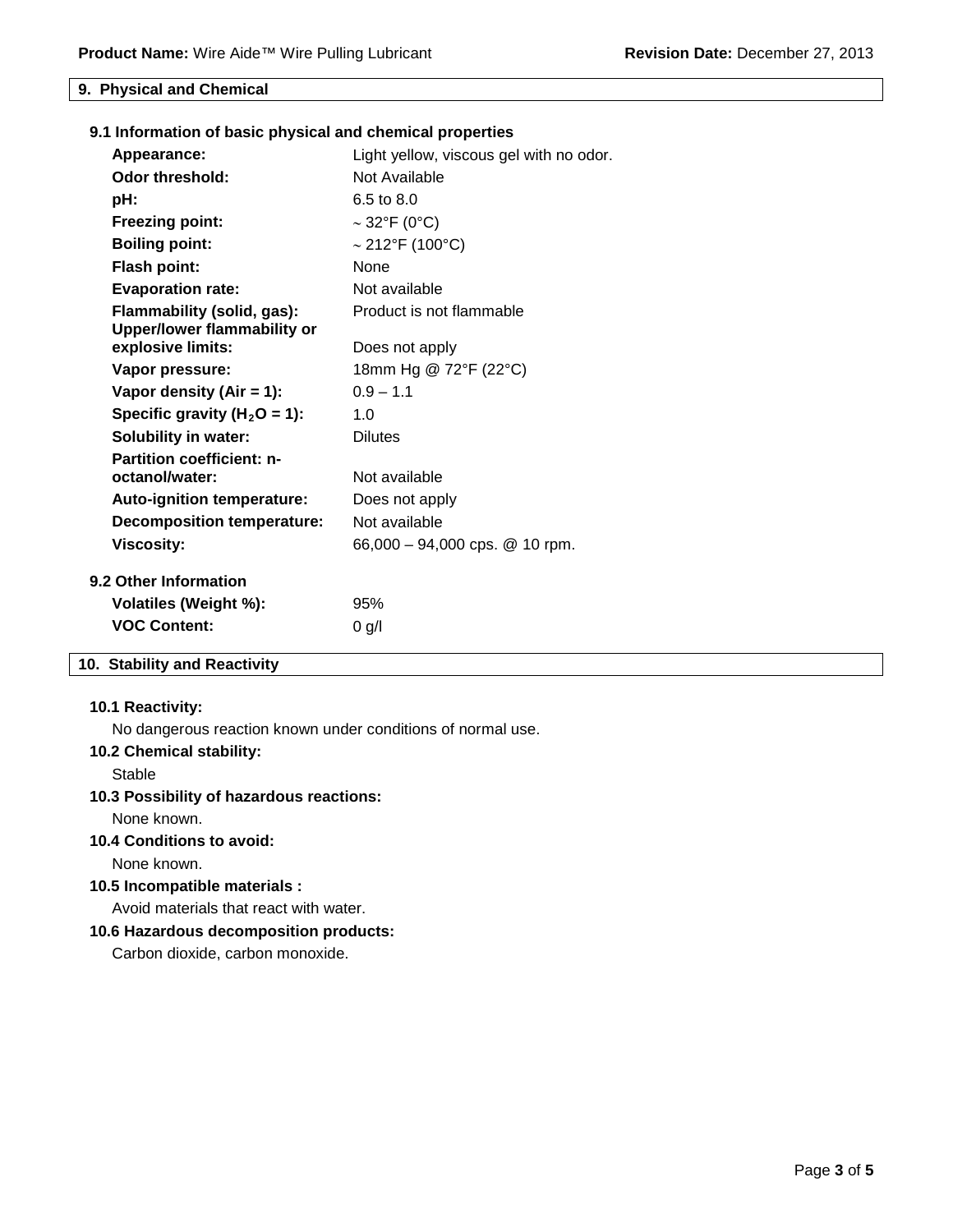## 9. Physical and Chemical

### 9.1 Information of basic physical and chemical properties

| Property | Value |
|---|---|
| **Appearance:** | Light yellow, viscous gel with no odor. |
| **Odor threshold:** | Not Available |
| **pH:** | 6.5 to 8.0 |
| **Freezing point:** | ~ 32°F (0°C) |
| **Boiling point:** | ~ 212°F (100°C) |
| **Flash point:** | None |
| **Evaporation rate:** | Not available |
| **Flammability (solid, gas):** | Product is not flammable |
| **Upper/lower flammability or explosive limits:** | Does not apply |
| **Vapor pressure:** | 18mm Hg @ 72°F (22°C) |
| **Vapor density (Air = 1):** | 0.9 – 1.1 |
| **Specific gravity ($H_2O$ = 1):** | 1.0 |
| **Solubility in water:** | Dilutes |
| **Partition coefficient: n-octanol/water:** | Not available |
| **Auto-ignition temperature:** | Does not apply |
| **Decomposition temperature:** | Not available |
| **Viscosity:** | 66,000 – 94,000 cps. @ 10 rpm. |

### 9.2 Other Information

| Property | Value |
|---|---|
| **Volatiles (Weight %):** | 95% |
| **VOC Content:** | 0 g/l |

## 10. Stability and Reactivity

### 10.1 Reactivity:

No dangerous reaction known under conditions of normal use.

### 10.2 Chemical stability:

Stable

### 10.3 Possibility of hazardous reactions:

None known.

### 10.4 Conditions to avoid:

None known.

### 10.5 Incompatible materials :

Avoid materials that react with water.

### 10.6 Hazardous decomposition products:

Carbon dioxide, carbon monoxide.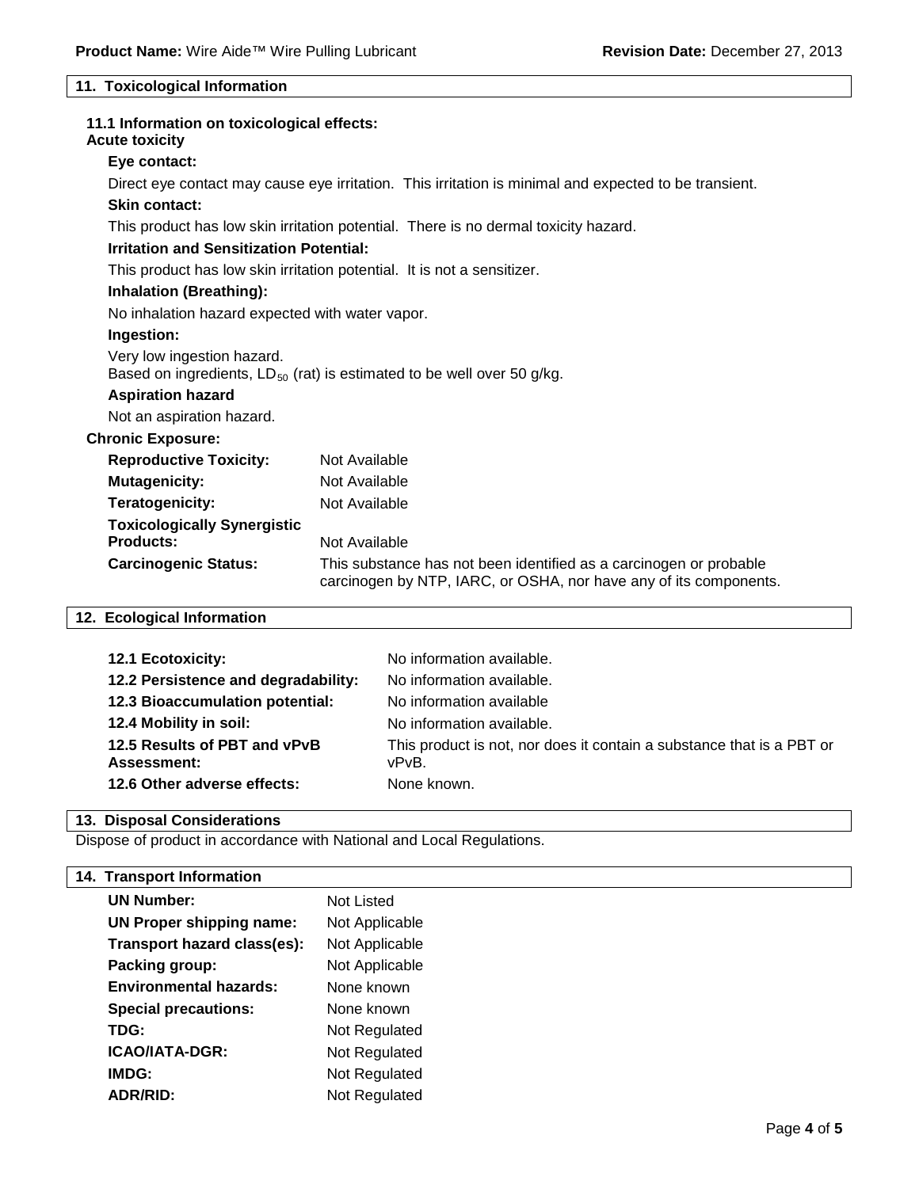## 11. Toxicological Information

### 11.1 Information on toxicological effects:

**Acute toxicity**

**Eye contact:**

Direct eye contact may cause eye irritation. This irritation is minimal and expected to be transient.

**Skin contact:**

This product has low skin irritation potential. There is no dermal toxicity hazard.

**Irritation and Sensitization Potential:**

This product has low skin irritation potential. It is not a sensitizer.

**Inhalation (Breathing):**

No inhalation hazard expected with water vapor.

**Ingestion:**

Very low ingestion hazard.
Based on ingredients, $LD_{50}$ (rat) is estimated to be well over 50 g/kg.

**Aspiration hazard**

Not an aspiration hazard.

**Chronic Exposure:**

| | |
|---|---|
| **Reproductive Toxicity:** | Not Available |
| **Mutagenicity:** | Not Available |
| **Teratogenicity:** | Not Available |
| **Toxicologically Synergistic Products:** | Not Available |
| **Carcinogenic Status:** | This substance has not been identified as a carcinogen or probable carcinogen by NTP, IARC, or OSHA, nor have any of its components. |

## 12. Ecological Information

| | |
|---|---|
| **12.1 Ecotoxicity:** | No information available. |
| **12.2 Persistence and degradability:** | No information available. |
| **12.3 Bioaccumulation potential:** | No information available |
| **12.4 Mobility in soil:** | No information available. |
| **12.5 Results of PBT and vPvB Assessment:** | This product is not, nor does it contain a substance that is a PBT or vPvB. |
| **12.6 Other adverse effects:** | None known. |

## 13. Disposal Considerations

Dispose of product in accordance with National and Local Regulations.

## 14. Transport Information

| | |
|---|---|
| **UN Number:** | Not Listed |
| **UN Proper shipping name:** | Not Applicable |
| **Transport hazard class(es):** | Not Applicable |
| **Packing group:** | Not Applicable |
| **Environmental hazards:** | None known |
| **Special precautions:** | None known |
| **TDG:** | Not Regulated |
| **ICAO/IATA-DGR:** | Not Regulated |
| **IMDG:** | Not Regulated |
| **ADR/RID:** | Not Regulated |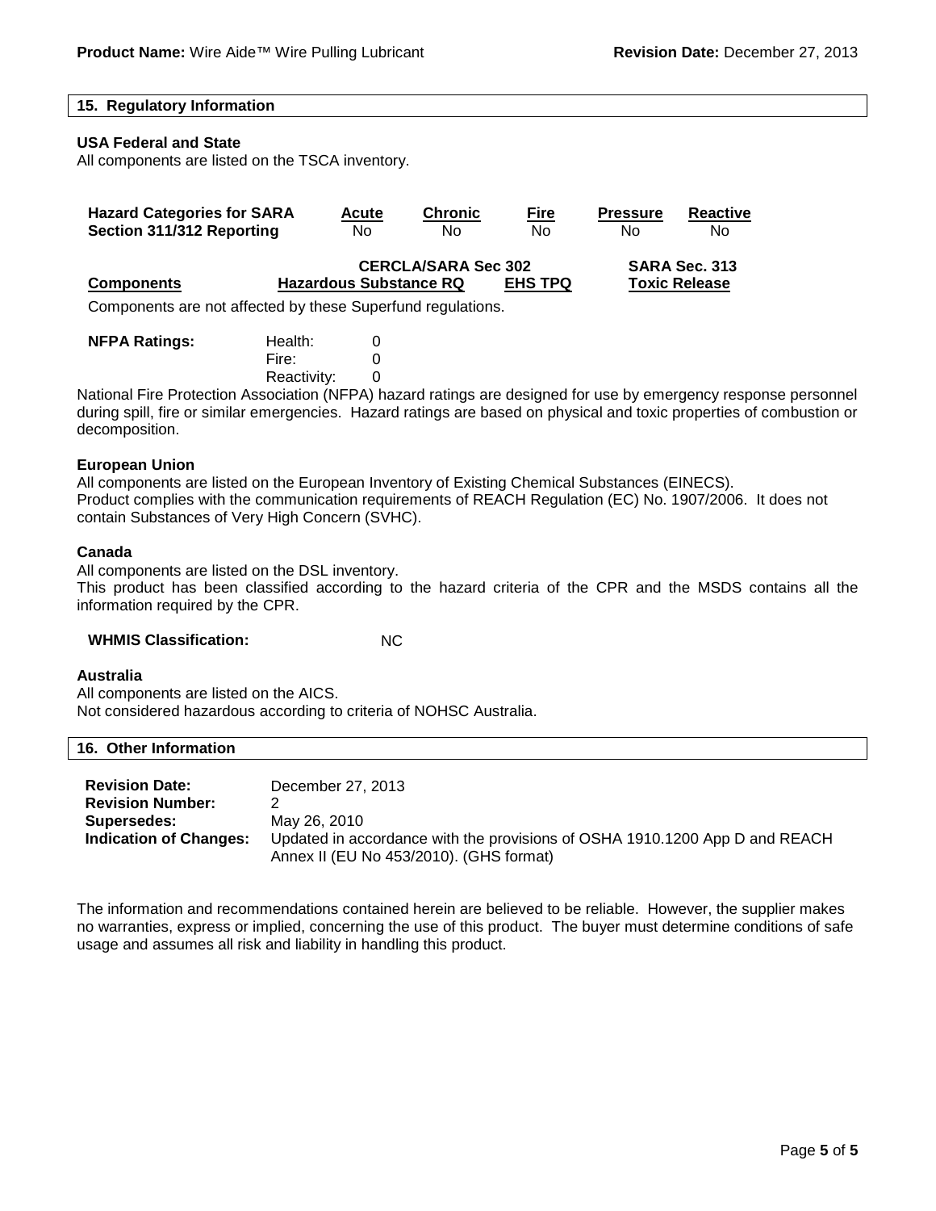## 15. Regulatory Information

### USA Federal and State

All components are listed on the TSCA inventory.

| Hazard Categories for SARA Section 311/312 Reporting | Acute | Chronic | Fire | Pressure | Reactive |
|---|---|---|---|---|---|
| | No | No | No | No | No |

| Components | CERCLA/SARA Sec 302 Hazardous Substance RQ | EHS TPQ | SARA Sec. 313 Toxic Release |
|---|---|---|---|

Components are not affected by these Superfund regulations.

| NFPA Ratings: | | |
|---|---|---|
| | Health: | 0 |
| | Fire: | 0 |
| | Reactivity: | 0 |

National Fire Protection Association (NFPA) hazard ratings are designed for use by emergency response personnel during spill, fire or similar emergencies. Hazard ratings are based on physical and toxic properties of combustion or decomposition.

### European Union

All components are listed on the European Inventory of Existing Chemical Substances (EINECS).
Product complies with the communication requirements of REACH Regulation (EC) No. 1907/2006. It does not contain Substances of Very High Concern (SVHC).

### Canada

All components are listed on the DSL inventory.
This product has been classified according to the hazard criteria of the CPR and the MSDS contains all the information required by the CPR.

**WHMIS Classification:** NC

### Australia

All components are listed on the AICS.
Not considered hazardous according to criteria of NOHSC Australia.

## 16. Other Information

| | |
|---|---|
| **Revision Date:** | December 27, 2013 |
| **Revision Number:** | 2 |
| **Supersedes:** | May 26, 2010 |
| **Indication of Changes:** | Updated in accordance with the provisions of OSHA 1910.1200 App D and REACH Annex II (EU No 453/2010). (GHS format) |

The information and recommendations contained herein are believed to be reliable. However, the supplier makes no warranties, express or implied, concerning the use of this product. The buyer must determine conditions of safe usage and assumes all risk and liability in handling this product.